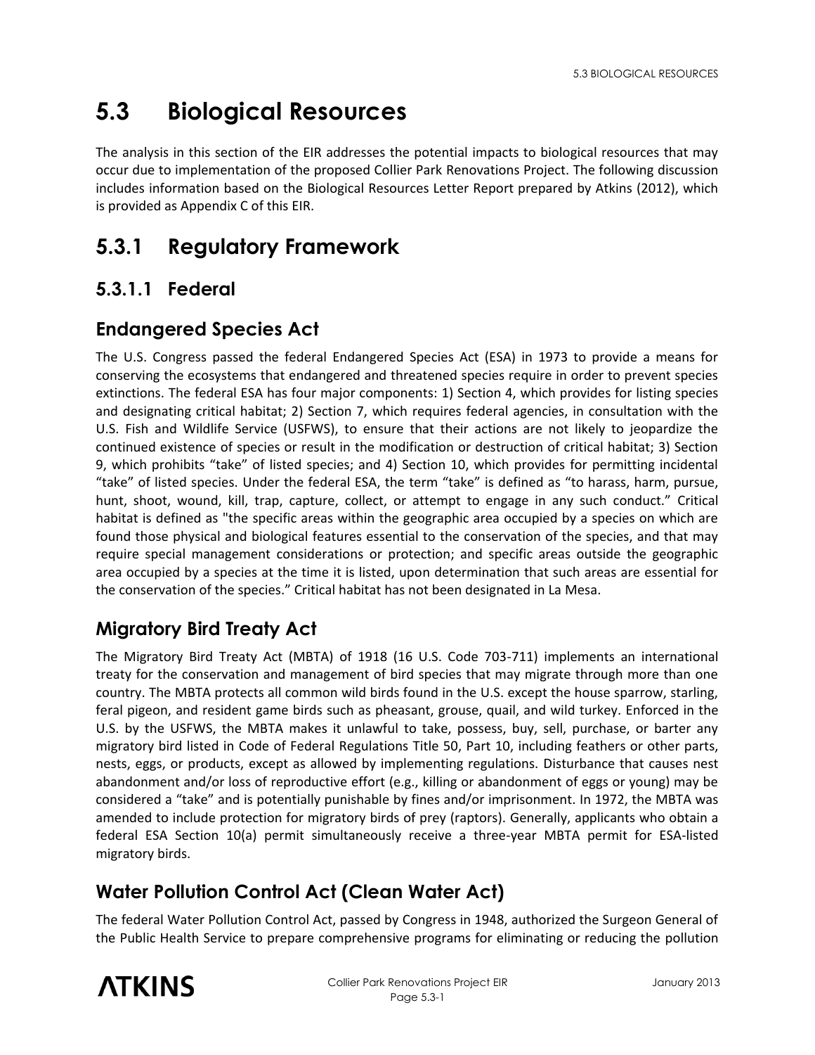# 5.3 Biological Resources

The analysis in this section of the EIR addresses the potential impacts to biological resources that may occur due to implementation of the proposed Collier Park Renovations Project. The following discussion includes information based on the Biological Resources Letter Report prepared by Atkins (2012), which is provided as Appendix C of this EIR.

## 5.3.1 Regulatory Framework

### 5.3.1.1 Federal

#### Endangered Species Act

The U.S. Congress passed the federal Endangered Species Act (ESA) in 1973 to provide a means for conserving the ecosystems that endangered and threatened species require in order to prevent species extinctions. The federal ESA has four major components: 1) Section 4, which provides for listing species and designating critical habitat; 2) Section 7, which requires federal agencies, in consultation with the U.S. Fish and Wildlife Service (USFWS), to ensure that their actions are not likely to jeopardize the continued existence of species or result in the modification or destruction of critical habitat; 3) Section 9, which prohibits "take" of listed species; and 4) Section 10, which provides for permitting incidental "take" of listed species. Under the federal ESA, the term "take" is defined as "to harass, harm, pursue, hunt, shoot, wound, kill, trap, capture, collect, or attempt to engage in any such conduct." Critical habitat is defined as "the specific areas within the geographic area occupied by a species on which are found those physical and biological features essential to the conservation of the species, and that may require special management considerations or protection; and specific areas outside the geographic area occupied by a species at the time it is listed, upon determination that such areas are essential for the conservation of the species." Critical habitat has not been designated in La Mesa.

#### Migratory Bird Treaty Act

The Migratory Bird Treaty Act (MBTA) of 1918 (16 U.S. Code 703-711) implements an international treaty for the conservation and management of bird species that may migrate through more than one country. The MBTA protects all common wild birds found in the U.S. except the house sparrow, starling, feral pigeon, and resident game birds such as pheasant, grouse, quail, and wild turkey. Enforced in the U.S. by the USFWS, the MBTA makes it unlawful to take, possess, buy, sell, purchase, or barter any migratory bird listed in Code of Federal Regulations Title 50, Part 10, including feathers or other parts, nests, eggs, or products, except as allowed by implementing regulations. Disturbance that causes nest abandonment and/or loss of reproductive effort (e.g., killing or abandonment of eggs or young) may be considered a "take" and is potentially punishable by fines and/or imprisonment. In 1972, the MBTA was amended to include protection for migratory birds of prey (raptors). Generally, applicants who obtain a federal ESA Section 10(a) permit simultaneously receive a three-year MBTA permit for ESA-listed migratory birds.

#### Water Pollution Control Act (Clean Water Act)

The federal Water Pollution Control Act, passed by Congress in 1948, authorized the Surgeon General of the Public Health Service to prepare comprehensive programs for eliminating or reducing the pollution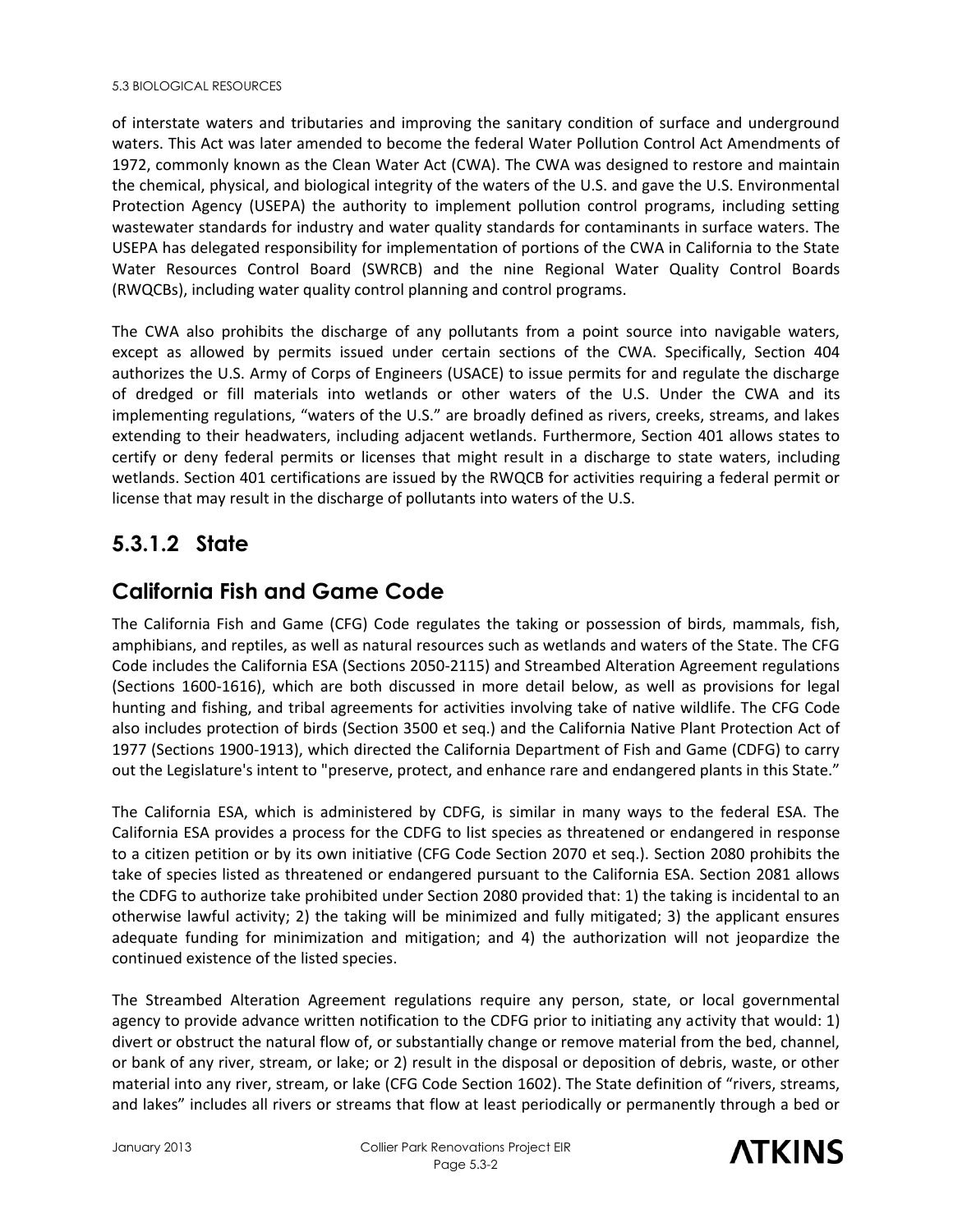of interstate waters and tributaries and improving the sanitary condition of surface and underground waters. This Act was later amended to become the federal Water Pollution Control Act Amendments of 1972, commonly known as the Clean Water Act (CWA). The CWA was designed to restore and maintain the chemical, physical, and biological integrity of the waters of the U.S. and gave the U.S. Environmental Protection Agency (USEPA) the authority to implement pollution control programs, including setting wastewater standards for industry and water quality standards for contaminants in surface waters. The USEPA has delegated responsibility for implementation of portions of the CWA in California to the State Water Resources Control Board (SWRCB) and the nine Regional Water Quality Control Boards (RWQCBs), including water quality control planning and control programs.

The CWA also prohibits the discharge of any pollutants from a point source into navigable waters, except as allowed by permits issued under certain sections of the CWA. Specifically, Section 404 authorizes the U.S. Army of Corps of Engineers (USACE) to issue permits for and regulate the discharge of dredged or fill materials into wetlands or other waters of the U.S. Under the CWA and its implementing regulations, "waters of the U.S." are broadly defined as rivers, creeks, streams, and lakes extending to their headwaters, including adjacent wetlands. Furthermore, Section 401 allows states to certify or deny federal permits or licenses that might result in a discharge to state waters, including wetlands. Section 401 certifications are issued by the RWQCB for activities requiring a federal permit or license that may result in the discharge of pollutants into waters of the U.S.

### 5.3.1.2 State

## California Fish and Game Code

The California Fish and Game (CFG) Code regulates the taking or possession of birds, mammals, fish, amphibians, and reptiles, as well as natural resources such as wetlands and waters of the State. The CFG Code includes the California ESA (Sections 2050-2115) and Streambed Alteration Agreement regulations (Sections 1600-1616), which are both discussed in more detail below, as well as provisions for legal hunting and fishing, and tribal agreements for activities involving take of native wildlife. The CFG Code also includes protection of birds (Section 3500 et seq.) and the California Native Plant Protection Act of 1977 (Sections 1900-1913), which directed the California Department of Fish and Game (CDFG) to carry out the Legislature's intent to "preserve, protect, and enhance rare and endangered plants in this State."

The California ESA, which is administered by CDFG, is similar in many ways to the federal ESA. The California ESA provides a process for the CDFG to list species as threatened or endangered in response to a citizen petition or by its own initiative (CFG Code Section 2070 et seq.). Section 2080 prohibits the take of species listed as threatened or endangered pursuant to the California ESA. Section 2081 allows the CDFG to authorize take prohibited under Section 2080 provided that: 1) the taking is incidental to an otherwise lawful activity; 2) the taking will be minimized and fully mitigated; 3) the applicant ensures adequate funding for minimization and mitigation; and 4) the authorization will not jeopardize the continued existence of the listed species.

The Streambed Alteration Agreement regulations require any person, state, or local governmental agency to provide advance written notification to the CDFG prior to initiating any activity that would: 1) divert or obstruct the natural flow of, or substantially change or remove material from the bed, channel, or bank of any river, stream, or lake; or 2) result in the disposal or deposition of debris, waste, or other material into any river, stream, or lake (CFG Code Section 1602). The State definition of "rivers, streams, and lakes" includes all rivers or streams that flow at least periodically or permanently through a bed or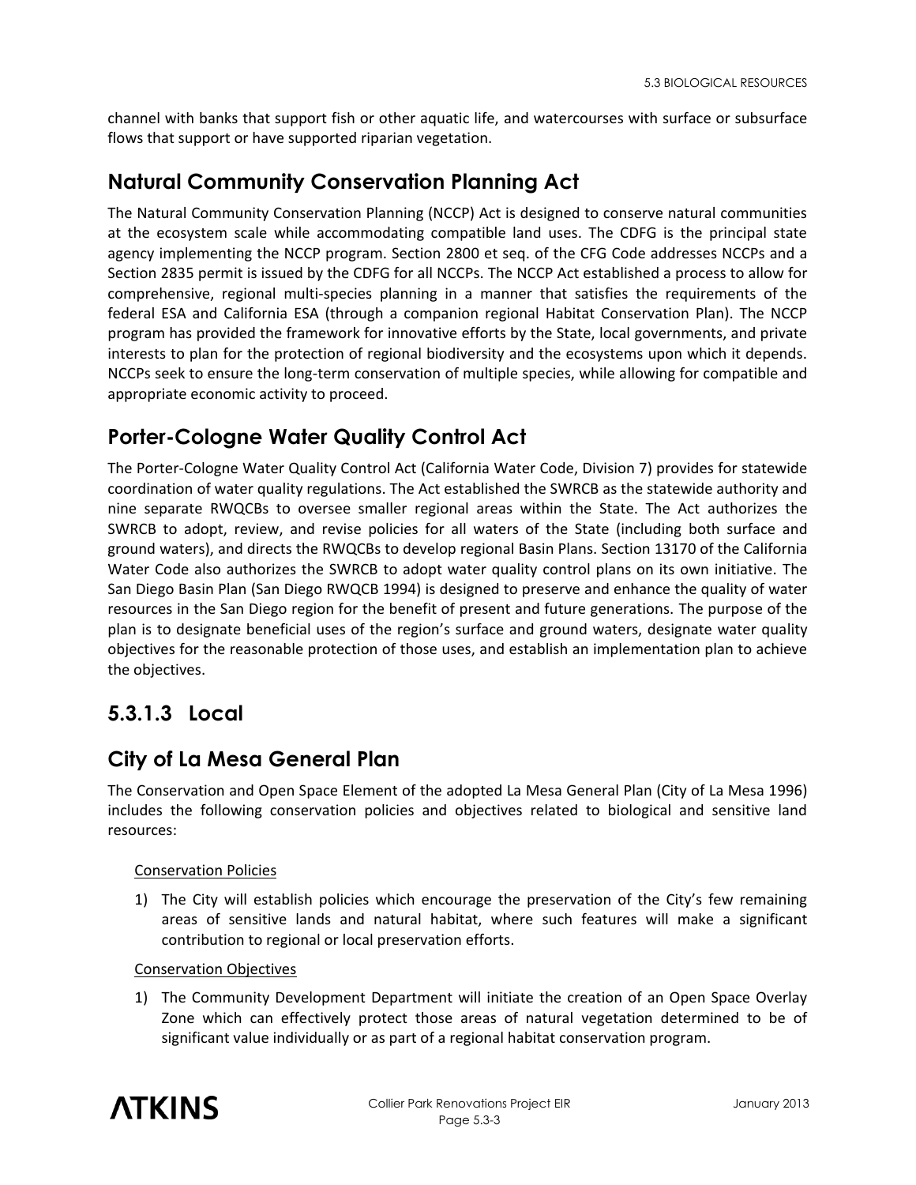channel with banks that support fish or other aquatic life, and watercourses with surface or subsurface flows that support or have supported riparian vegetation.

## Natural Community Conservation Planning Act

The Natural Community Conservation Planning (NCCP) Act is designed to conserve natural communities at the ecosystem scale while accommodating compatible land uses. The CDFG is the principal state agency implementing the NCCP program. Section 2800 et seq. of the CFG Code addresses NCCPs and a Section 2835 permit is issued by the CDFG for all NCCPs. The NCCP Act established a process to allow for comprehensive, regional multi-species planning in a manner that satisfies the requirements of the federal ESA and California ESA (through a companion regional Habitat Conservation Plan). The NCCP program has provided the framework for innovative efforts by the State, local governments, and private interests to plan for the protection of regional biodiversity and the ecosystems upon which it depends. NCCPs seek to ensure the long-term conservation of multiple species, while allowing for compatible and appropriate economic activity to proceed.

## Porter-Cologne Water Quality Control Act

The Porter-Cologne Water Quality Control Act (California Water Code, Division 7) provides for statewide coordination of water quality regulations. The Act established the SWRCB as the statewide authority and nine separate RWQCBs to oversee smaller regional areas within the State. The Act authorizes the SWRCB to adopt, review, and revise policies for all waters of the State (including both surface and ground waters), and directs the RWQCBs to develop regional Basin Plans. Section 13170 of the California Water Code also authorizes the SWRCB to adopt water quality control plans on its own initiative. The San Diego Basin Plan (San Diego RWQCB 1994) is designed to preserve and enhance the quality of water resources in the San Diego region for the benefit of present and future generations. The purpose of the plan is to designate beneficial uses of the region's surface and ground waters, designate water quality objectives for the reasonable protection of those uses, and establish an implementation plan to achieve the objectives.

## 5.3.1.3 Local

## City of La Mesa General Plan

The Conservation and Open Space Element of the adopted La Mesa General Plan (City of La Mesa 1996) includes the following conservation policies and objectives related to biological and sensitive land resources:

Conservation Policies

1) The City will establish policies which encourage the preservation of the City's few remaining areas of sensitive lands and natural habitat, where such features will make a significant contribution to regional or local preservation efforts.

Conservation Objectives

1) The Community Development Department will initiate the creation of an Open Space Overlay Zone which can effectively protect those areas of natural vegetation determined to be of significant value individually or as part of a regional habitat conservation program.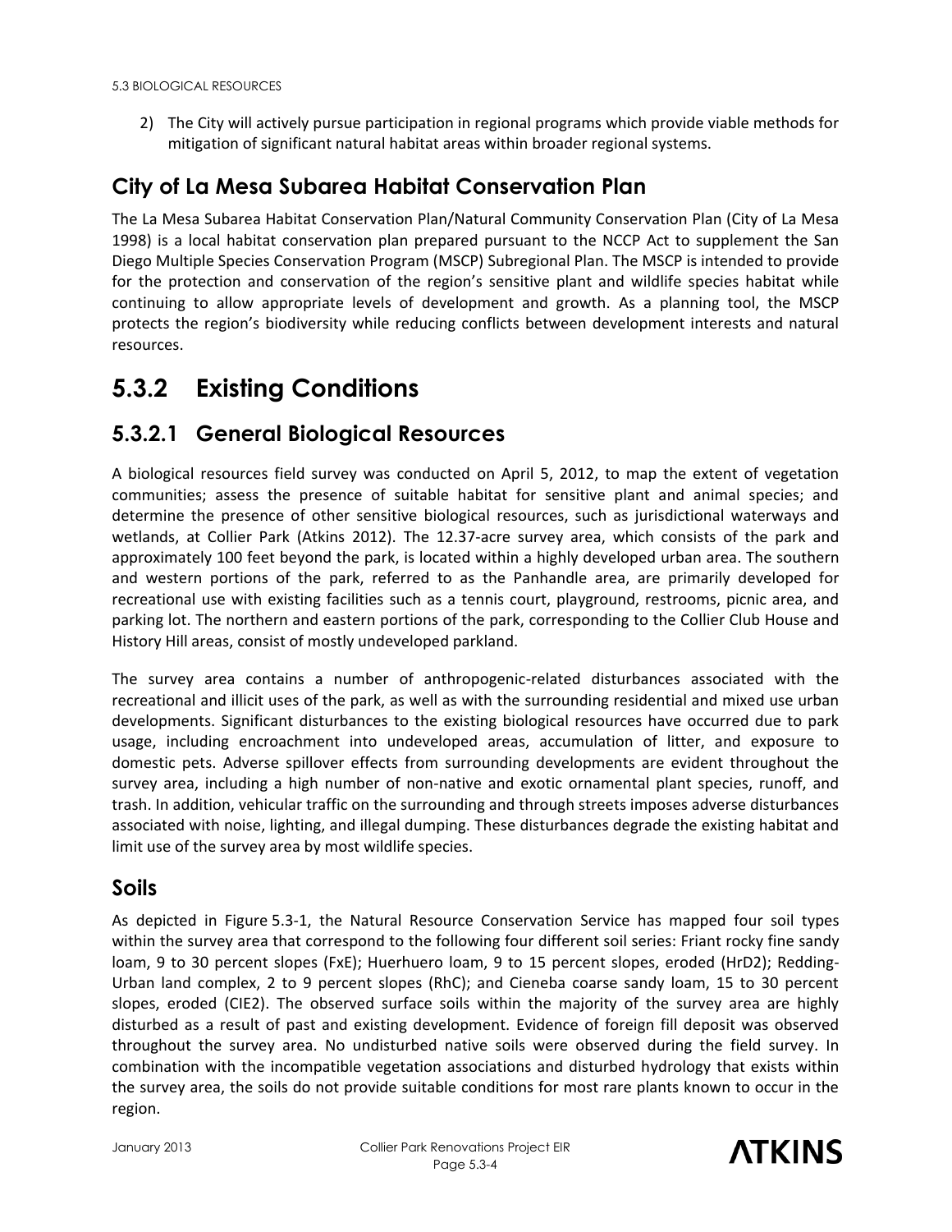2) The City will actively pursue participation in regional programs which provide viable methods for mitigation of significant natural habitat areas within broader regional systems.

### City of La Mesa Subarea Habitat Conservation Plan

The La Mesa Subarea Habitat Conservation Plan/Natural Community Conservation Plan (City of La Mesa 1998) is a local habitat conservation plan prepared pursuant to the NCCP Act to supplement the San Diego Multiple Species Conservation Program (MSCP) Subregional Plan. The MSCP is intended to provide for the protection and conservation of the region's sensitive plant and wildlife species habitat while continuing to allow appropriate levels of development and growth. As a planning tool, the MSCP protects the region's biodiversity while reducing conflicts between development interests and natural resources.

# 5.3.2 Existing Conditions

## 5.3.2.1 General Biological Resources

A biological resources field survey was conducted on April 5, 2012, to map the extent of vegetation communities; assess the presence of suitable habitat for sensitive plant and animal species; and determine the presence of other sensitive biological resources, such as jurisdictional waterways and wetlands, at Collier Park (Atkins 2012). The 12.37-acre survey area, which consists of the park and approximately 100 feet beyond the park, is located within a highly developed urban area. The southern and western portions of the park, referred to as the Panhandle area, are primarily developed for recreational use with existing facilities such as a tennis court, playground, restrooms, picnic area, and parking lot. The northern and eastern portions of the park, corresponding to the Collier Club House and History Hill areas, consist of mostly undeveloped parkland.

The survey area contains a number of anthropogenic-related disturbances associated with the recreational and illicit uses of the park, as well as with the surrounding residential and mixed use urban developments. Significant disturbances to the existing biological resources have occurred due to park usage, including encroachment into undeveloped areas, accumulation of litter, and exposure to domestic pets. Adverse spillover effects from surrounding developments are evident throughout the survey area, including a high number of non-native and exotic ornamental plant species, runoff, and trash. In addition, vehicular traffic on the surrounding and through streets imposes adverse disturbances associated with noise, lighting, and illegal dumping. These disturbances degrade the existing habitat and limit use of the survey area by most wildlife species.

### Soils

As depicted in Figure 5.3-1, the Natural Resource Conservation Service has mapped four soil types within the survey area that correspond to the following four different soil series: Friant rocky fine sandy loam, 9 to 30 percent slopes (FxE); Huerhuero loam, 9 to 15 percent slopes, eroded (HrD2); Redding-Urban land complex, 2 to 9 percent slopes (RhC); and Cieneba coarse sandy loam, 15 to 30 percent slopes, eroded (CIE2). The observed surface soils within the majority of the survey area are highly disturbed as a result of past and existing development. Evidence of foreign fill deposit was observed throughout the survey area. No undisturbed native soils were observed during the field survey. In combination with the incompatible vegetation associations and disturbed hydrology that exists within the survey area, the soils do not provide suitable conditions for most rare plants known to occur in the region.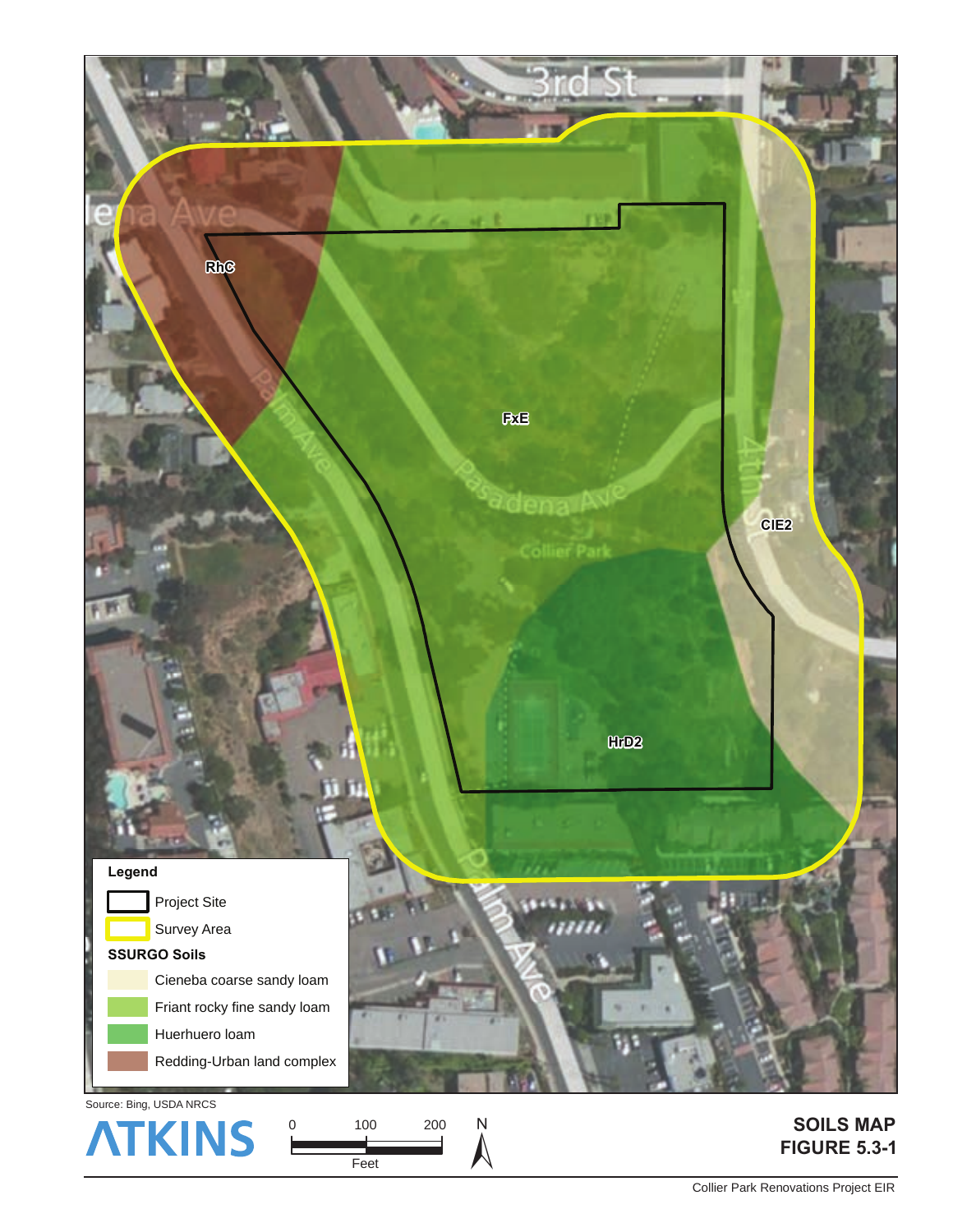**Legend**

- Project Site
- Survey Area

**SSURGO Soils**

- Cieneba coarse sandy loam
- Friant rocky fine sandy loam
- Huerhuero loam
- Redding-Urban land complex

Source: Bing, USDA NRCS

ATKINS

**SOILS MAP**
**FIGURE 5.3-1**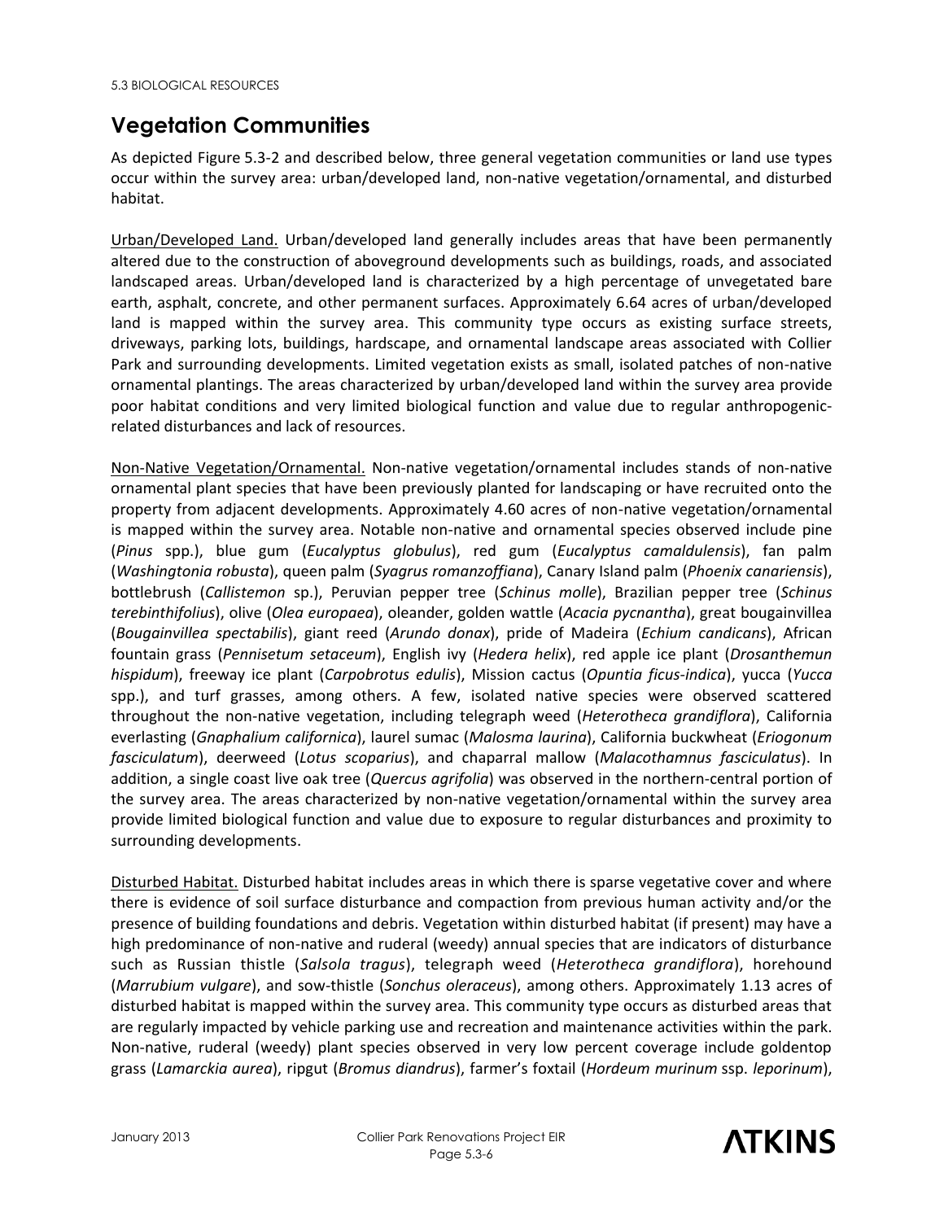## Vegetation Communities

As depicted Figure 5.3-2 and described below, three general vegetation communities or land use types occur within the survey area: urban/developed land, non-native vegetation/ornamental, and disturbed habitat.

Urban/Developed Land. Urban/developed land generally includes areas that have been permanently altered due to the construction of aboveground developments such as buildings, roads, and associated landscaped areas. Urban/developed land is characterized by a high percentage of unvegetated bare earth, asphalt, concrete, and other permanent surfaces. Approximately 6.64 acres of urban/developed land is mapped within the survey area. This community type occurs as existing surface streets, driveways, parking lots, buildings, hardscape, and ornamental landscape areas associated with Collier Park and surrounding developments. Limited vegetation exists as small, isolated patches of non-native ornamental plantings. The areas characterized by urban/developed land within the survey area provide poor habitat conditions and very limited biological function and value due to regular anthropogenic-related disturbances and lack of resources.

Non-Native Vegetation/Ornamental. Non-native vegetation/ornamental includes stands of non-native ornamental plant species that have been previously planted for landscaping or have recruited onto the property from adjacent developments. Approximately 4.60 acres of non-native vegetation/ornamental is mapped within the survey area. Notable non-native and ornamental species observed include pine (*Pinus* spp.), blue gum (*Eucalyptus globulus*), red gum (*Eucalyptus camaldulensis*), fan palm (*Washingtonia robusta*), queen palm (*Syagrus romanzoffiana*), Canary Island palm (*Phoenix canariensis*), bottlebrush (*Callistemon* sp.), Peruvian pepper tree (*Schinus molle*), Brazilian pepper tree (*Schinus terebinthifolius*), olive (*Olea europaea*), oleander, golden wattle (*Acacia pycnantha*), great bougainvillea (*Bougainvillea spectabilis*), giant reed (*Arundo donax*), pride of Madeira (*Echium candicans*), African fountain grass (*Pennisetum setaceum*), English ivy (*Hedera helix*), red apple ice plant (*Drosanthemun hispidum*), freeway ice plant (*Carpobrotus edulis*), Mission cactus (*Opuntia ficus-indica*), yucca (*Yucca* spp.), and turf grasses, among others. A few, isolated native species were observed scattered throughout the non-native vegetation, including telegraph weed (*Heterotheca grandiflora*), California everlasting (*Gnaphalium californica*), laurel sumac (*Malosma laurina*), California buckwheat (*Eriogonum fasciculatum*), deerweed (*Lotus scoparius*), and chaparral mallow (*Malacothamnus fasciculatus*). In addition, a single coast live oak tree (*Quercus agrifolia*) was observed in the northern-central portion of the survey area. The areas characterized by non-native vegetation/ornamental within the survey area provide limited biological function and value due to exposure to regular disturbances and proximity to surrounding developments.

Disturbed Habitat. Disturbed habitat includes areas in which there is sparse vegetative cover and where there is evidence of soil surface disturbance and compaction from previous human activity and/or the presence of building foundations and debris. Vegetation within disturbed habitat (if present) may have a high predominance of non-native and ruderal (weedy) annual species that are indicators of disturbance such as Russian thistle (*Salsola tragus*), telegraph weed (*Heterotheca grandiflora*), horehound (*Marrubium vulgare*), and sow-thistle (*Sonchus oleraceus*), among others. Approximately 1.13 acres of disturbed habitat is mapped within the survey area. This community type occurs as disturbed areas that are regularly impacted by vehicle parking use and recreation and maintenance activities within the park. Non-native, ruderal (weedy) plant species observed in very low percent coverage include goldentop grass (*Lamarckia aurea*), ripgut (*Bromus diandrus*), farmer's foxtail (*Hordeum murinum* ssp. *leporinum*),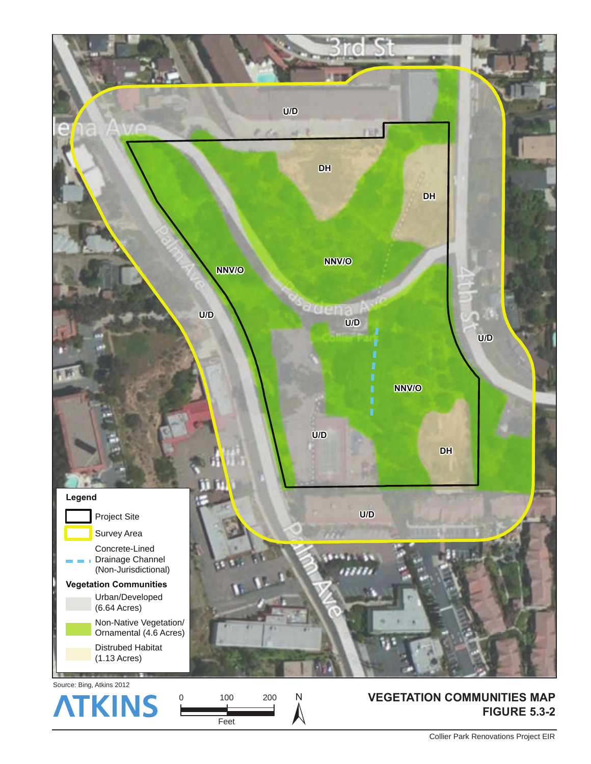3rd St

U/D

DH

DH

NNV/O

NNV/O

U/D

U/D

U/D

NNV/O

U/D

DH

U/D

Legend

Project Site

Survey Area

Concrete-Lined Drainage Channel (Non-Jurisdictional)

Vegetation Communities

Urban/Developed (6.64 Acres)

Non-Native Vegetation/ Ornamental (4.6 Acres)

Distrubed Habitat (1.13 Acres)

Source: Bing, Atkins 2012

ATKINS

0 100 200 Feet

N

**VEGETATION COMMUNITIES MAP**
**FIGURE 5.3-2**

Collier Park Renovations Project EIR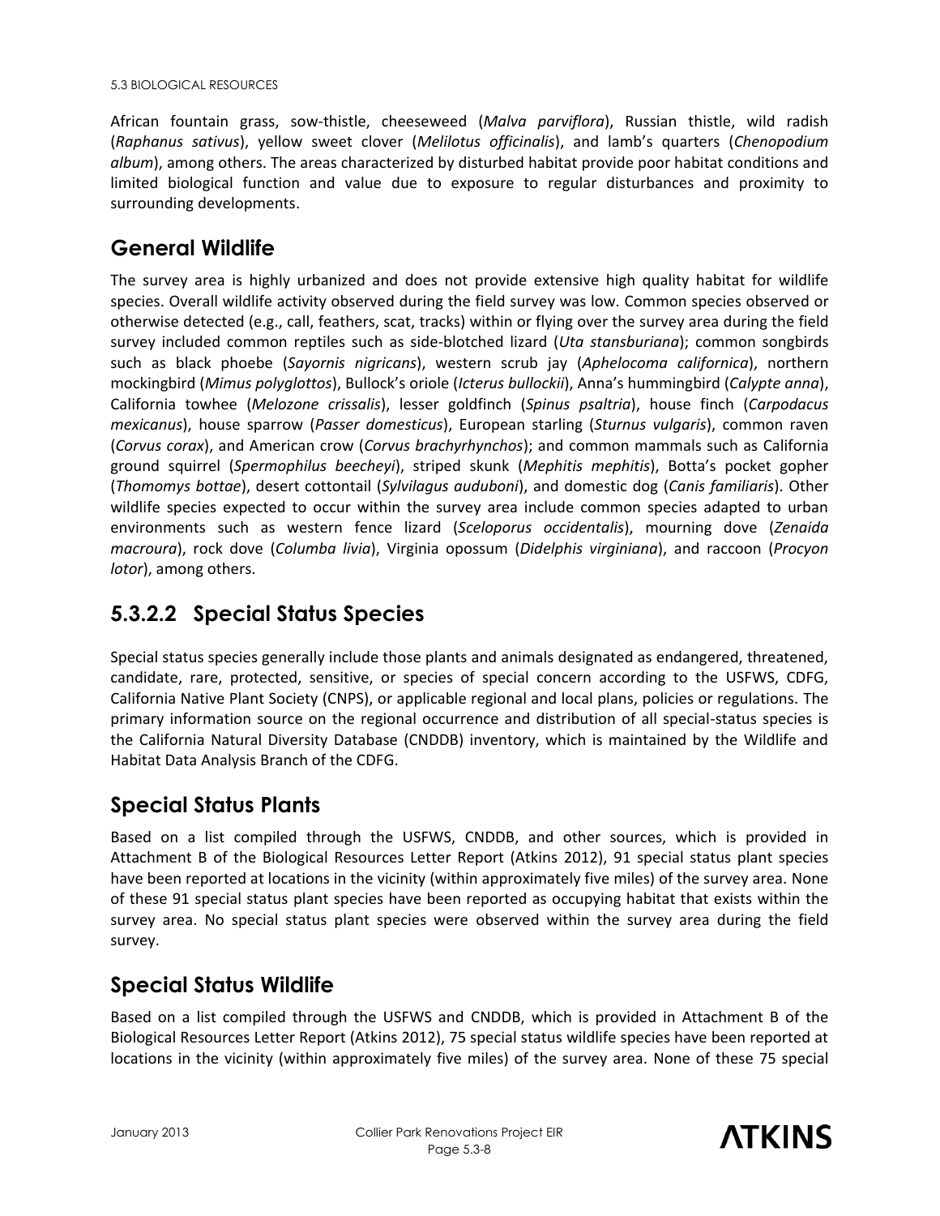African fountain grass, sow-thistle, cheeseweed (*Malva parviflora*), Russian thistle, wild radish (*Raphanus sativus*), yellow sweet clover (*Melilotus officinalis*), and lamb's quarters (*Chenopodium album*), among others. The areas characterized by disturbed habitat provide poor habitat conditions and limited biological function and value due to exposure to regular disturbances and proximity to surrounding developments.

## General Wildlife

The survey area is highly urbanized and does not provide extensive high quality habitat for wildlife species. Overall wildlife activity observed during the field survey was low. Common species observed or otherwise detected (e.g., call, feathers, scat, tracks) within or flying over the survey area during the field survey included common reptiles such as side-blotched lizard (*Uta stansburiana*); common songbirds such as black phoebe (*Sayornis nigricans*), western scrub jay (*Aphelocoma californica*), northern mockingbird (*Mimus polyglottos*), Bullock's oriole (*Icterus bullockii*), Anna's hummingbird (*Calypte anna*), California towhee (*Melozone crissalis*), lesser goldfinch (*Spinus psaltria*), house finch (*Carpodacus mexicanus*), house sparrow (*Passer domesticus*), European starling (*Sturnus vulgaris*), common raven (*Corvus corax*), and American crow (*Corvus brachyrhynchos*); and common mammals such as California ground squirrel (*Spermophilus beecheyi*), striped skunk (*Mephitis mephitis*), Botta's pocket gopher (*Thomomys bottae*), desert cottontail (*Sylvilagus auduboni*), and domestic dog (*Canis familiaris*). Other wildlife species expected to occur within the survey area include common species adapted to urban environments such as western fence lizard (*Sceloporus occidentalis*), mourning dove (*Zenaida macroura*), rock dove (*Columba livia*), Virginia opossum (*Didelphis virginiana*), and raccoon (*Procyon lotor*), among others.

## 5.3.2.2 Special Status Species

Special status species generally include those plants and animals designated as endangered, threatened, candidate, rare, protected, sensitive, or species of special concern according to the USFWS, CDFG, California Native Plant Society (CNPS), or applicable regional and local plans, policies or regulations. The primary information source on the regional occurrence and distribution of all special-status species is the California Natural Diversity Database (CNDDB) inventory, which is maintained by the Wildlife and Habitat Data Analysis Branch of the CDFG.

## Special Status Plants

Based on a list compiled through the USFWS, CNDDB, and other sources, which is provided in Attachment B of the Biological Resources Letter Report (Atkins 2012), 91 special status plant species have been reported at locations in the vicinity (within approximately five miles) of the survey area. None of these 91 special status plant species have been reported as occupying habitat that exists within the survey area. No special status plant species were observed within the survey area during the field survey.

## Special Status Wildlife

Based on a list compiled through the USFWS and CNDDB, which is provided in Attachment B of the Biological Resources Letter Report (Atkins 2012), 75 special status wildlife species have been reported at locations in the vicinity (within approximately five miles) of the survey area. None of these 75 special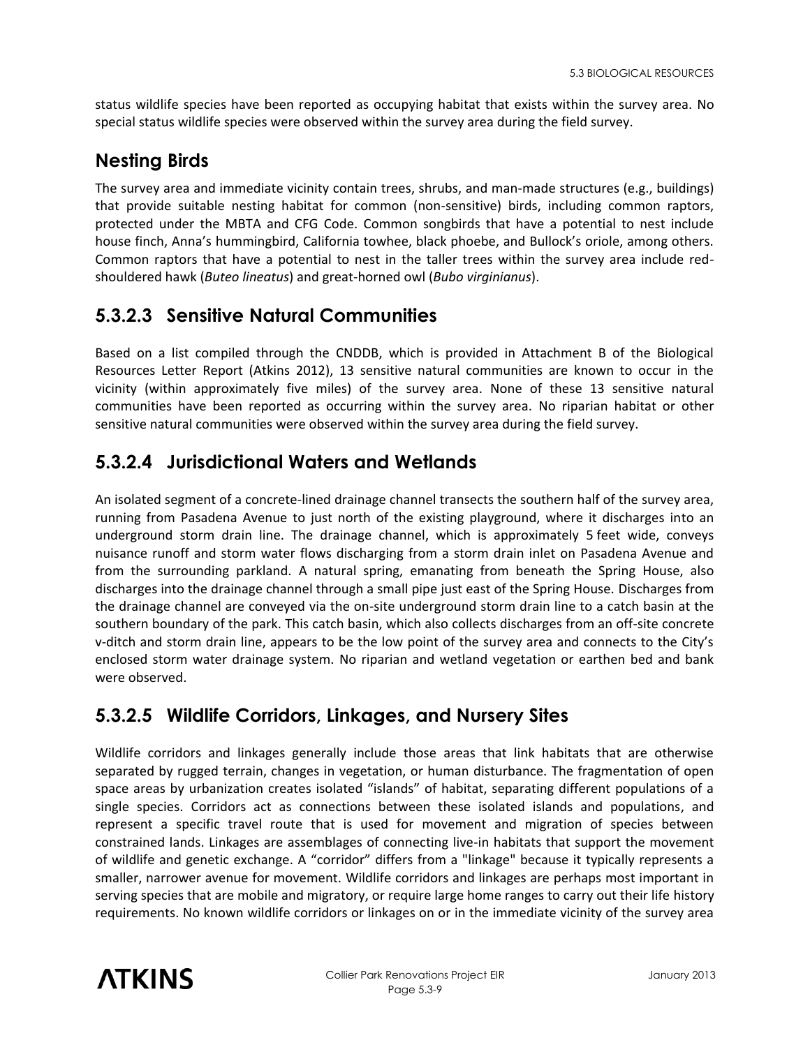status wildlife species have been reported as occupying habitat that exists within the survey area. No special status wildlife species were observed within the survey area during the field survey.

## Nesting Birds

The survey area and immediate vicinity contain trees, shrubs, and man-made structures (e.g., buildings) that provide suitable nesting habitat for common (non-sensitive) birds, including common raptors, protected under the MBTA and CFG Code. Common songbirds that have a potential to nest include house finch, Anna's hummingbird, California towhee, black phoebe, and Bullock's oriole, among others. Common raptors that have a potential to nest in the taller trees within the survey area include red-shouldered hawk (*Buteo lineatus*) and great-horned owl (*Bubo virginianus*).

## 5.3.2.3 Sensitive Natural Communities

Based on a list compiled through the CNDDB, which is provided in Attachment B of the Biological Resources Letter Report (Atkins 2012), 13 sensitive natural communities are known to occur in the vicinity (within approximately five miles) of the survey area. None of these 13 sensitive natural communities have been reported as occurring within the survey area. No riparian habitat or other sensitive natural communities were observed within the survey area during the field survey.

## 5.3.2.4 Jurisdictional Waters and Wetlands

An isolated segment of a concrete-lined drainage channel transects the southern half of the survey area, running from Pasadena Avenue to just north of the existing playground, where it discharges into an underground storm drain line. The drainage channel, which is approximately 5 feet wide, conveys nuisance runoff and storm water flows discharging from a storm drain inlet on Pasadena Avenue and from the surrounding parkland. A natural spring, emanating from beneath the Spring House, also discharges into the drainage channel through a small pipe just east of the Spring House. Discharges from the drainage channel are conveyed via the on-site underground storm drain line to a catch basin at the southern boundary of the park. This catch basin, which also collects discharges from an off-site concrete v-ditch and storm drain line, appears to be the low point of the survey area and connects to the City's enclosed storm water drainage system. No riparian and wetland vegetation or earthen bed and bank were observed.

## 5.3.2.5 Wildlife Corridors, Linkages, and Nursery Sites

Wildlife corridors and linkages generally include those areas that link habitats that are otherwise separated by rugged terrain, changes in vegetation, or human disturbance. The fragmentation of open space areas by urbanization creates isolated "islands" of habitat, separating different populations of a single species. Corridors act as connections between these isolated islands and populations, and represent a specific travel route that is used for movement and migration of species between constrained lands. Linkages are assemblages of connecting live-in habitats that support the movement of wildlife and genetic exchange. A "corridor" differs from a "linkage" because it typically represents a smaller, narrower avenue for movement. Wildlife corridors and linkages are perhaps most important in serving species that are mobile and migratory, or require large home ranges to carry out their life history requirements. No known wildlife corridors or linkages on or in the immediate vicinity of the survey area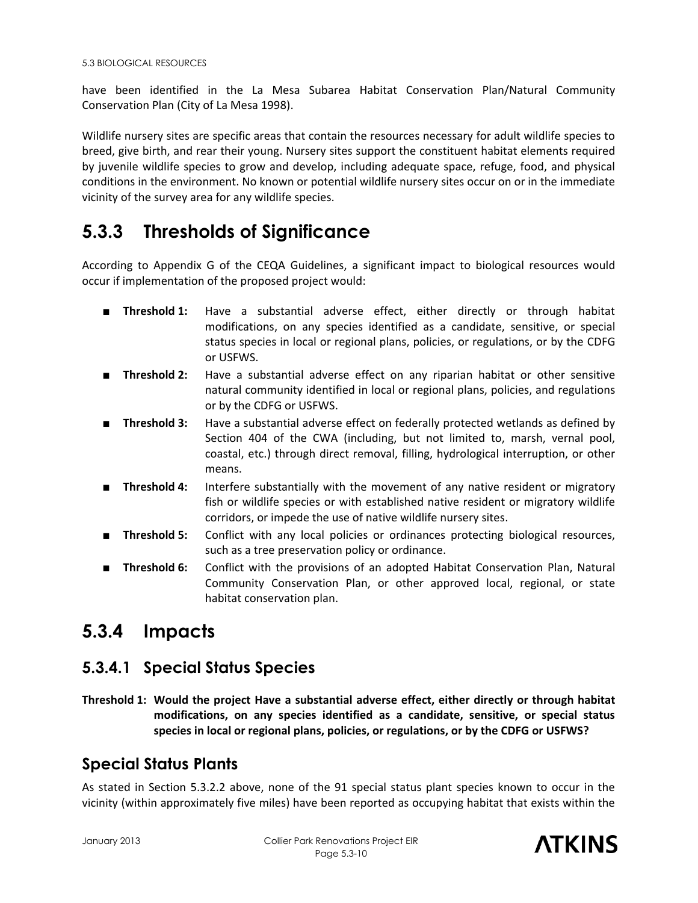have been identified in the La Mesa Subarea Habitat Conservation Plan/Natural Community Conservation Plan (City of La Mesa 1998).

Wildlife nursery sites are specific areas that contain the resources necessary for adult wildlife species to breed, give birth, and rear their young. Nursery sites support the constituent habitat elements required by juvenile wildlife species to grow and develop, including adequate space, refuge, food, and physical conditions in the environment. No known or potential wildlife nursery sites occur on or in the immediate vicinity of the survey area for any wildlife species.

## 5.3.3 Thresholds of Significance

According to Appendix G of the CEQA Guidelines, a significant impact to biological resources would occur if implementation of the proposed project would:

- **Threshold 1:** Have a substantial adverse effect, either directly or through habitat modifications, on any species identified as a candidate, sensitive, or special status species in local or regional plans, policies, or regulations, or by the CDFG or USFWS.
- **Threshold 2:** Have a substantial adverse effect on any riparian habitat or other sensitive natural community identified in local or regional plans, policies, and regulations or by the CDFG or USFWS.
- **Threshold 3:** Have a substantial adverse effect on federally protected wetlands as defined by Section 404 of the CWA (including, but not limited to, marsh, vernal pool, coastal, etc.) through direct removal, filling, hydrological interruption, or other means.
- **Threshold 4:** Interfere substantially with the movement of any native resident or migratory fish or wildlife species or with established native resident or migratory wildlife corridors, or impede the use of native wildlife nursery sites.
- **Threshold 5:** Conflict with any local policies or ordinances protecting biological resources, such as a tree preservation policy or ordinance.
- **Threshold 6:** Conflict with the provisions of an adopted Habitat Conservation Plan, Natural Community Conservation Plan, or other approved local, regional, or state habitat conservation plan.

## 5.3.4 Impacts

### 5.3.4.1 Special Status Species

**Threshold 1: Would the project Have a substantial adverse effect, either directly or through habitat modifications, on any species identified as a candidate, sensitive, or special status species in local or regional plans, policies, or regulations, or by the CDFG or USFWS?**

### Special Status Plants

As stated in Section 5.3.2.2 above, none of the 91 special status plant species known to occur in the vicinity (within approximately five miles) have been reported as occupying habitat that exists within the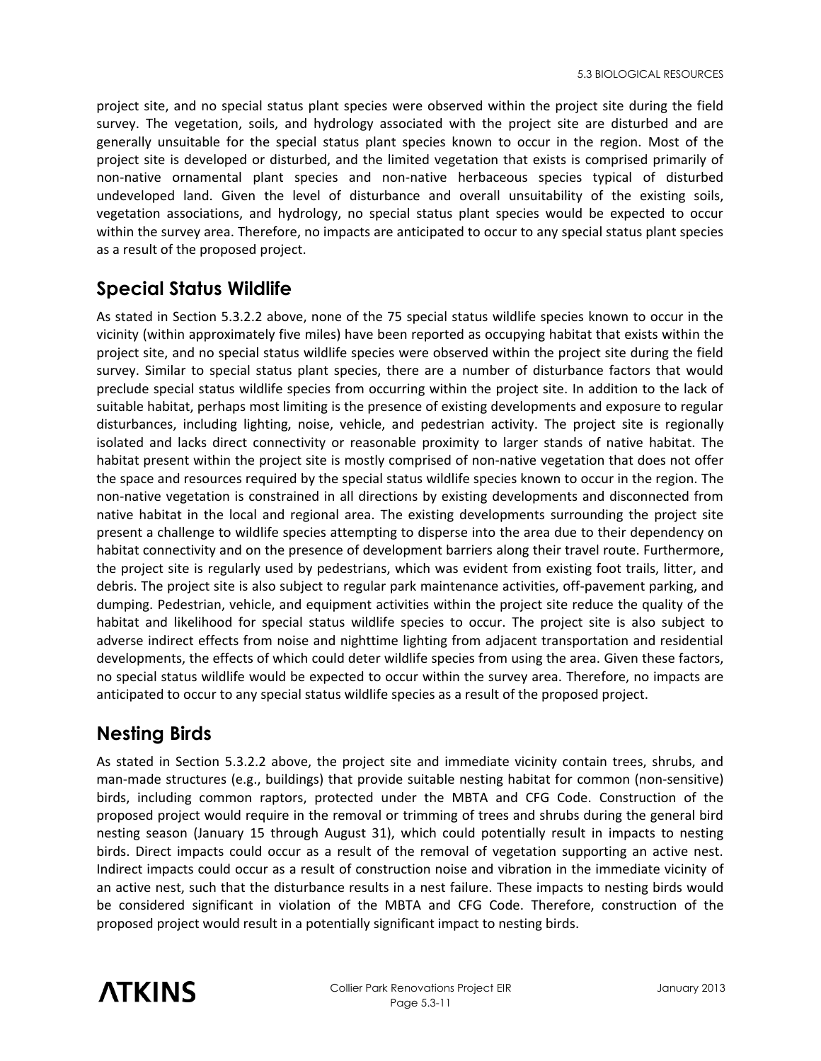project site, and no special status plant species were observed within the project site during the field survey. The vegetation, soils, and hydrology associated with the project site are disturbed and are generally unsuitable for the special status plant species known to occur in the region. Most of the project site is developed or disturbed, and the limited vegetation that exists is comprised primarily of non-native ornamental plant species and non-native herbaceous species typical of disturbed undeveloped land. Given the level of disturbance and overall unsuitability of the existing soils, vegetation associations, and hydrology, no special status plant species would be expected to occur within the survey area. Therefore, no impacts are anticipated to occur to any special status plant species as a result of the proposed project.

## Special Status Wildlife

As stated in Section 5.3.2.2 above, none of the 75 special status wildlife species known to occur in the vicinity (within approximately five miles) have been reported as occupying habitat that exists within the project site, and no special status wildlife species were observed within the project site during the field survey. Similar to special status plant species, there are a number of disturbance factors that would preclude special status wildlife species from occurring within the project site. In addition to the lack of suitable habitat, perhaps most limiting is the presence of existing developments and exposure to regular disturbances, including lighting, noise, vehicle, and pedestrian activity. The project site is regionally isolated and lacks direct connectivity or reasonable proximity to larger stands of native habitat. The habitat present within the project site is mostly comprised of non-native vegetation that does not offer the space and resources required by the special status wildlife species known to occur in the region. The non-native vegetation is constrained in all directions by existing developments and disconnected from native habitat in the local and regional area. The existing developments surrounding the project site present a challenge to wildlife species attempting to disperse into the area due to their dependency on habitat connectivity and on the presence of development barriers along their travel route. Furthermore, the project site is regularly used by pedestrians, which was evident from existing foot trails, litter, and debris. The project site is also subject to regular park maintenance activities, off-pavement parking, and dumping. Pedestrian, vehicle, and equipment activities within the project site reduce the quality of the habitat and likelihood for special status wildlife species to occur. The project site is also subject to adverse indirect effects from noise and nighttime lighting from adjacent transportation and residential developments, the effects of which could deter wildlife species from using the area. Given these factors, no special status wildlife would be expected to occur within the survey area. Therefore, no impacts are anticipated to occur to any special status wildlife species as a result of the proposed project.

## Nesting Birds

As stated in Section 5.3.2.2 above, the project site and immediate vicinity contain trees, shrubs, and man-made structures (e.g., buildings) that provide suitable nesting habitat for common (non-sensitive) birds, including common raptors, protected under the MBTA and CFG Code. Construction of the proposed project would require in the removal or trimming of trees and shrubs during the general bird nesting season (January 15 through August 31), which could potentially result in impacts to nesting birds. Direct impacts could occur as a result of the removal of vegetation supporting an active nest. Indirect impacts could occur as a result of construction noise and vibration in the immediate vicinity of an active nest, such that the disturbance results in a nest failure. These impacts to nesting birds would be considered significant in violation of the MBTA and CFG Code. Therefore, construction of the proposed project would result in a potentially significant impact to nesting birds.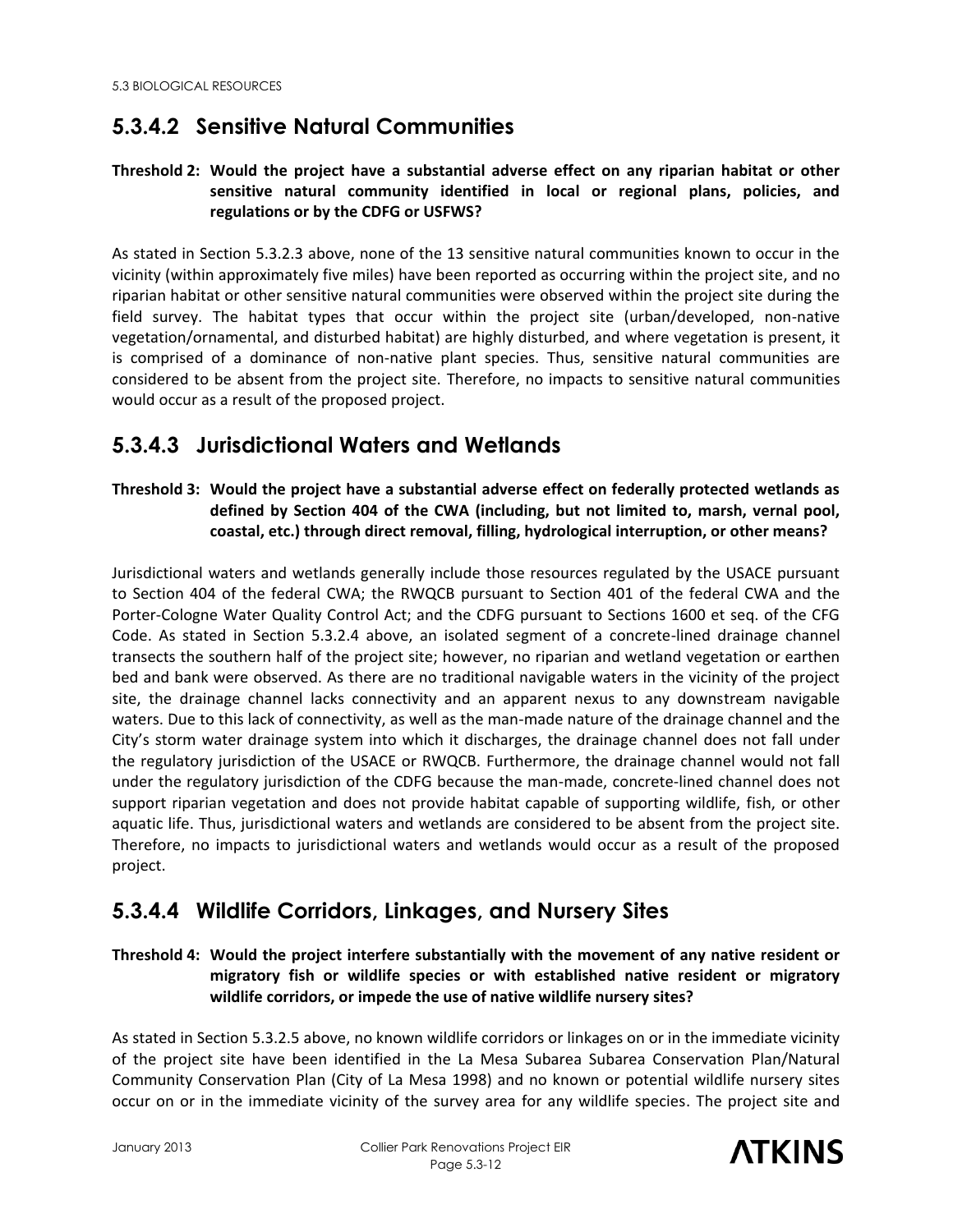## 5.3.4.2 Sensitive Natural Communities

**Threshold 2: Would the project have a substantial adverse effect on any riparian habitat or other sensitive natural community identified in local or regional plans, policies, and regulations or by the CDFG or USFWS?**

As stated in Section 5.3.2.3 above, none of the 13 sensitive natural communities known to occur in the vicinity (within approximately five miles) have been reported as occurring within the project site, and no riparian habitat or other sensitive natural communities were observed within the project site during the field survey. The habitat types that occur within the project site (urban/developed, non-native vegetation/ornamental, and disturbed habitat) are highly disturbed, and where vegetation is present, it is comprised of a dominance of non-native plant species. Thus, sensitive natural communities are considered to be absent from the project site. Therefore, no impacts to sensitive natural communities would occur as a result of the proposed project.

## 5.3.4.3 Jurisdictional Waters and Wetlands

**Threshold 3: Would the project have a substantial adverse effect on federally protected wetlands as defined by Section 404 of the CWA (including, but not limited to, marsh, vernal pool, coastal, etc.) through direct removal, filling, hydrological interruption, or other means?**

Jurisdictional waters and wetlands generally include those resources regulated by the USACE pursuant to Section 404 of the federal CWA; the RWQCB pursuant to Section 401 of the federal CWA and the Porter-Cologne Water Quality Control Act; and the CDFG pursuant to Sections 1600 et seq. of the CFG Code. As stated in Section 5.3.2.4 above, an isolated segment of a concrete-lined drainage channel transects the southern half of the project site; however, no riparian and wetland vegetation or earthen bed and bank were observed. As there are no traditional navigable waters in the vicinity of the project site, the drainage channel lacks connectivity and an apparent nexus to any downstream navigable waters. Due to this lack of connectivity, as well as the man-made nature of the drainage channel and the City's storm water drainage system into which it discharges, the drainage channel does not fall under the regulatory jurisdiction of the USACE or RWQCB. Furthermore, the drainage channel would not fall under the regulatory jurisdiction of the CDFG because the man-made, concrete-lined channel does not support riparian vegetation and does not provide habitat capable of supporting wildlife, fish, or other aquatic life. Thus, jurisdictional waters and wetlands are considered to be absent from the project site. Therefore, no impacts to jurisdictional waters and wetlands would occur as a result of the proposed project.

## 5.3.4.4 Wildlife Corridors, Linkages, and Nursery Sites

**Threshold 4: Would the project interfere substantially with the movement of any native resident or migratory fish or wildlife species or with established native resident or migratory wildlife corridors, or impede the use of native wildlife nursery sites?**

As stated in Section 5.3.2.5 above, no known wildlife corridors or linkages on or in the immediate vicinity of the project site have been identified in the La Mesa Subarea Subarea Conservation Plan/Natural Community Conservation Plan (City of La Mesa 1998) and no known or potential wildlife nursery sites occur on or in the immediate vicinity of the survey area for any wildlife species. The project site and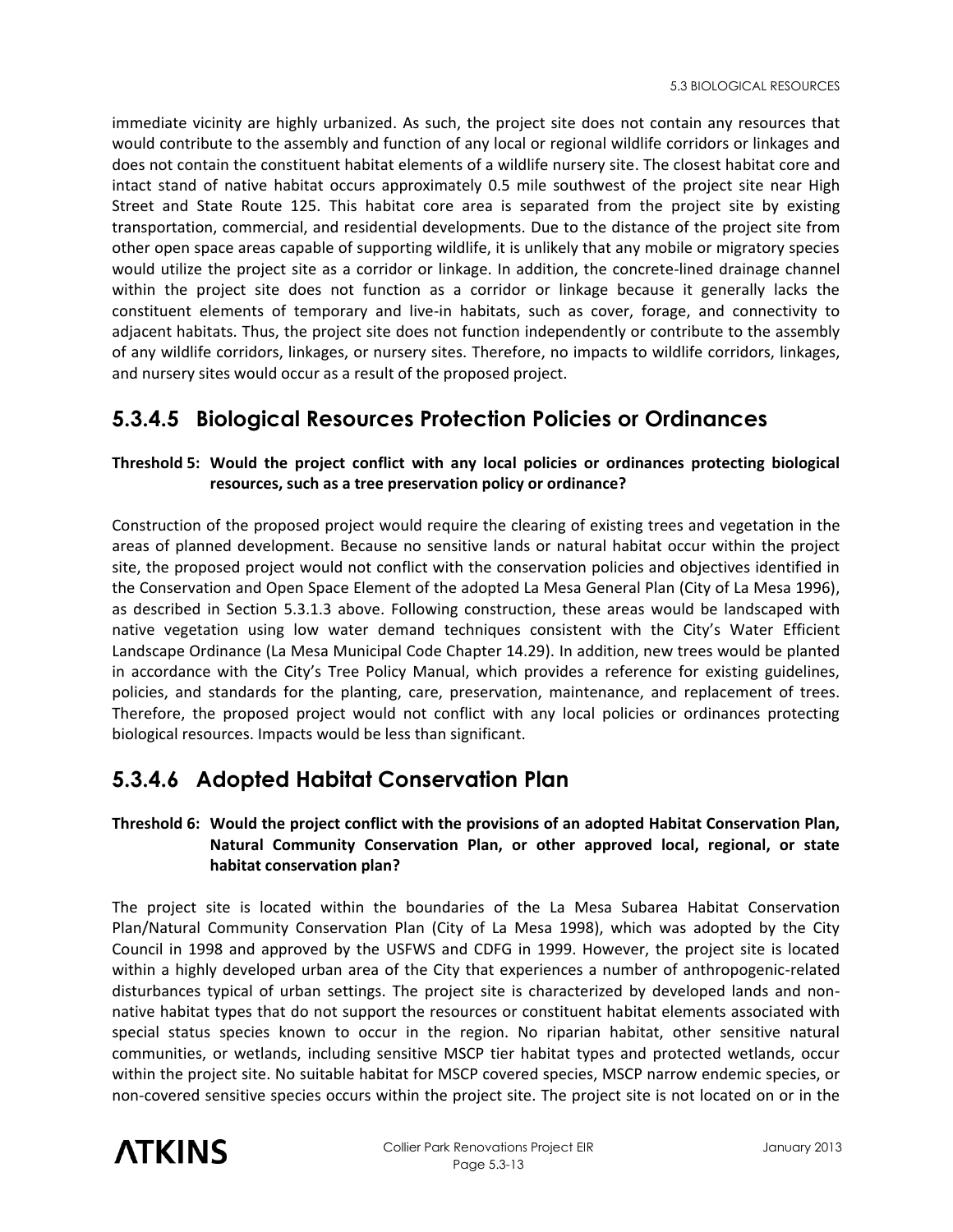immediate vicinity are highly urbanized. As such, the project site does not contain any resources that would contribute to the assembly and function of any local or regional wildlife corridors or linkages and does not contain the constituent habitat elements of a wildlife nursery site. The closest habitat core and intact stand of native habitat occurs approximately 0.5 mile southwest of the project site near High Street and State Route 125. This habitat core area is separated from the project site by existing transportation, commercial, and residential developments. Due to the distance of the project site from other open space areas capable of supporting wildlife, it is unlikely that any mobile or migratory species would utilize the project site as a corridor or linkage. In addition, the concrete-lined drainage channel within the project site does not function as a corridor or linkage because it generally lacks the constituent elements of temporary and live-in habitats, such as cover, forage, and connectivity to adjacent habitats. Thus, the project site does not function independently or contribute to the assembly of any wildlife corridors, linkages, or nursery sites. Therefore, no impacts to wildlife corridors, linkages, and nursery sites would occur as a result of the proposed project.

## 5.3.4.5 Biological Resources Protection Policies or Ordinances

**Threshold 5: Would the project conflict with any local policies or ordinances protecting biological resources, such as a tree preservation policy or ordinance?**

Construction of the proposed project would require the clearing of existing trees and vegetation in the areas of planned development. Because no sensitive lands or natural habitat occur within the project site, the proposed project would not conflict with the conservation policies and objectives identified in the Conservation and Open Space Element of the adopted La Mesa General Plan (City of La Mesa 1996), as described in Section 5.3.1.3 above. Following construction, these areas would be landscaped with native vegetation using low water demand techniques consistent with the City's Water Efficient Landscape Ordinance (La Mesa Municipal Code Chapter 14.29). In addition, new trees would be planted in accordance with the City's Tree Policy Manual, which provides a reference for existing guidelines, policies, and standards for the planting, care, preservation, maintenance, and replacement of trees. Therefore, the proposed project would not conflict with any local policies or ordinances protecting biological resources. Impacts would be less than significant.

## 5.3.4.6 Adopted Habitat Conservation Plan

**Threshold 6: Would the project conflict with the provisions of an adopted Habitat Conservation Plan, Natural Community Conservation Plan, or other approved local, regional, or state habitat conservation plan?**

The project site is located within the boundaries of the La Mesa Subarea Habitat Conservation Plan/Natural Community Conservation Plan (City of La Mesa 1998), which was adopted by the City Council in 1998 and approved by the USFWS and CDFG in 1999. However, the project site is located within a highly developed urban area of the City that experiences a number of anthropogenic-related disturbances typical of urban settings. The project site is characterized by developed lands and non-native habitat types that do not support the resources or constituent habitat elements associated with special status species known to occur in the region. No riparian habitat, other sensitive natural communities, or wetlands, including sensitive MSCP tier habitat types and protected wetlands, occur within the project site. No suitable habitat for MSCP covered species, MSCP narrow endemic species, or non-covered sensitive species occurs within the project site. The project site is not located on or in the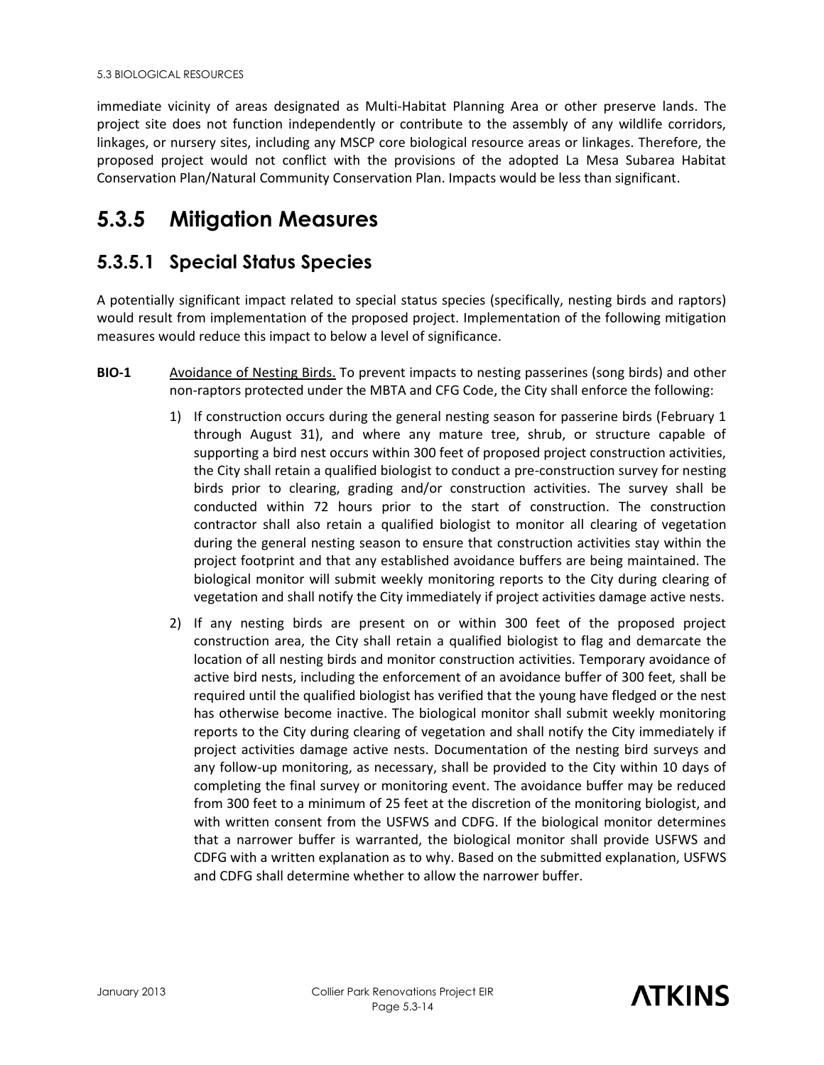immediate vicinity of areas designated as Multi-Habitat Planning Area or other preserve lands. The project site does not function independently or contribute to the assembly of any wildlife corridors, linkages, or nursery sites, including any MSCP core biological resource areas or linkages. Therefore, the proposed project would not conflict with the provisions of the adopted La Mesa Subarea Habitat Conservation Plan/Natural Community Conservation Plan. Impacts would be less than significant.

# 5.3.5 Mitigation Measures

## 5.3.5.1 Special Status Species

A potentially significant impact related to special status species (specifically, nesting birds and raptors) would result from implementation of the proposed project. Implementation of the following mitigation measures would reduce this impact to below a level of significance.

**BIO-1** Avoidance of Nesting Birds. To prevent impacts to nesting passerines (song birds) and other non-raptors protected under the MBTA and CFG Code, the City shall enforce the following:

1) If construction occurs during the general nesting season for passerine birds (February 1 through August 31), and where any mature tree, shrub, or structure capable of supporting a bird nest occurs within 300 feet of proposed project construction activities, the City shall retain a qualified biologist to conduct a pre-construction survey for nesting birds prior to clearing, grading and/or construction activities. The survey shall be conducted within 72 hours prior to the start of construction. The construction contractor shall also retain a qualified biologist to monitor all clearing of vegetation during the general nesting season to ensure that construction activities stay within the project footprint and that any established avoidance buffers are being maintained. The biological monitor will submit weekly monitoring reports to the City during clearing of vegetation and shall notify the City immediately if project activities damage active nests.
2) If any nesting birds are present on or within 300 feet of the proposed project construction area, the City shall retain a qualified biologist to flag and demarcate the location of all nesting birds and monitor construction activities. Temporary avoidance of active bird nests, including the enforcement of an avoidance buffer of 300 feet, shall be required until the qualified biologist has verified that the young have fledged or the nest has otherwise become inactive. The biological monitor shall submit weekly monitoring reports to the City during clearing of vegetation and shall notify the City immediately if project activities damage active nests. Documentation of the nesting bird surveys and any follow-up monitoring, as necessary, shall be provided to the City within 10 days of completing the final survey or monitoring event. The avoidance buffer may be reduced from 300 feet to a minimum of 25 feet at the discretion of the monitoring biologist, and with written consent from the USFWS and CDFG. If the biological monitor determines that a narrower buffer is warranted, the biological monitor shall provide USFWS and CDFG with a written explanation as to why. Based on the submitted explanation, USFWS and CDFG shall determine whether to allow the narrower buffer.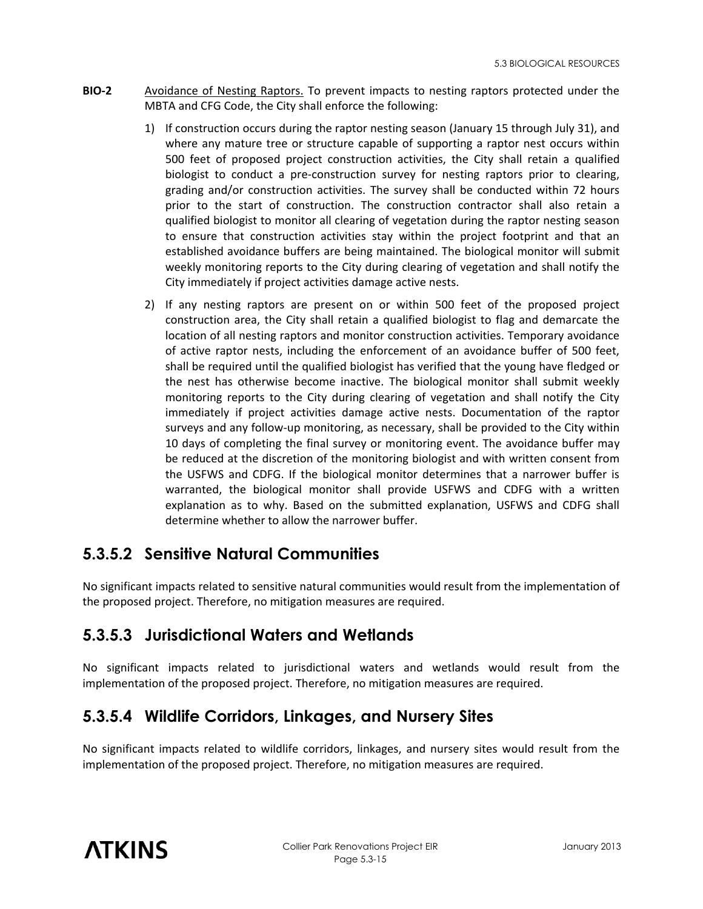**BIO-2** Avoidance of Nesting Raptors. To prevent impacts to nesting raptors protected under the MBTA and CFG Code, the City shall enforce the following:

1) If construction occurs during the raptor nesting season (January 15 through July 31), and where any mature tree or structure capable of supporting a raptor nest occurs within 500 feet of proposed project construction activities, the City shall retain a qualified biologist to conduct a pre-construction survey for nesting raptors prior to clearing, grading and/or construction activities. The survey shall be conducted within 72 hours prior to the start of construction. The construction contractor shall also retain a qualified biologist to monitor all clearing of vegetation during the raptor nesting season to ensure that construction activities stay within the project footprint and that an established avoidance buffers are being maintained. The biological monitor will submit weekly monitoring reports to the City during clearing of vegetation and shall notify the City immediately if project activities damage active nests.

2) If any nesting raptors are present on or within 500 feet of the proposed project construction area, the City shall retain a qualified biologist to flag and demarcate the location of all nesting raptors and monitor construction activities. Temporary avoidance of active raptor nests, including the enforcement of an avoidance buffer of 500 feet, shall be required until the qualified biologist has verified that the young have fledged or the nest has otherwise become inactive. The biological monitor shall submit weekly monitoring reports to the City during clearing of vegetation and shall notify the City immediately if project activities damage active nests. Documentation of the raptor surveys and any follow-up monitoring, as necessary, shall be provided to the City within 10 days of completing the final survey or monitoring event. The avoidance buffer may be reduced at the discretion of the monitoring biologist and with written consent from the USFWS and CDFG. If the biological monitor determines that a narrower buffer is warranted, the biological monitor shall provide USFWS and CDFG with a written explanation as to why. Based on the submitted explanation, USFWS and CDFG shall determine whether to allow the narrower buffer.

## 5.3.5.2 Sensitive Natural Communities

No significant impacts related to sensitive natural communities would result from the implementation of the proposed project. Therefore, no mitigation measures are required.

## 5.3.5.3 Jurisdictional Waters and Wetlands

No significant impacts related to jurisdictional waters and wetlands would result from the implementation of the proposed project. Therefore, no mitigation measures are required.

## 5.3.5.4 Wildlife Corridors, Linkages, and Nursery Sites

No significant impacts related to wildlife corridors, linkages, and nursery sites would result from the implementation of the proposed project. Therefore, no mitigation measures are required.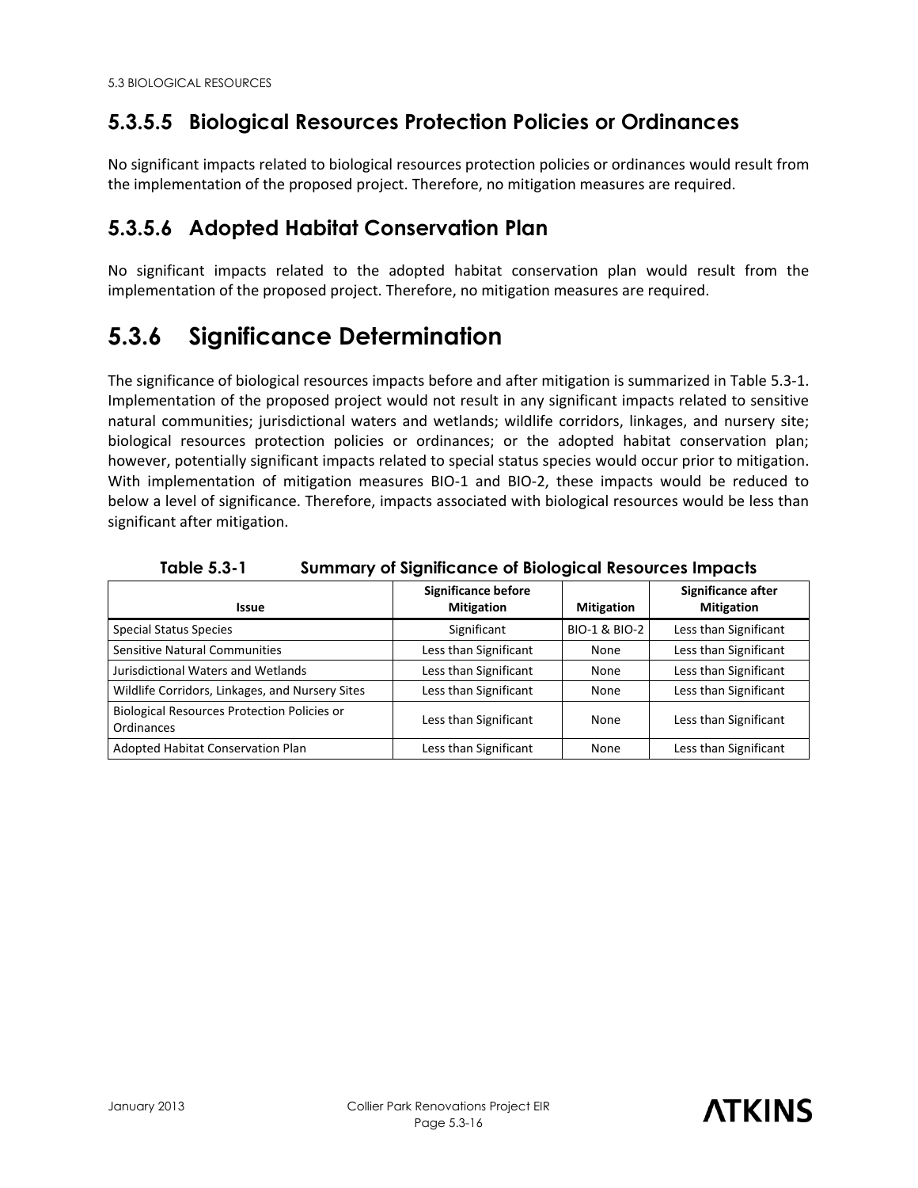### 5.3.5.5 Biological Resources Protection Policies or Ordinances

No significant impacts related to biological resources protection policies or ordinances would result from the implementation of the proposed project. Therefore, no mitigation measures are required.

### 5.3.5.6 Adopted Habitat Conservation Plan

No significant impacts related to the adopted habitat conservation plan would result from the implementation of the proposed project. Therefore, no mitigation measures are required.

## 5.3.6 Significance Determination

The significance of biological resources impacts before and after mitigation is summarized in Table 5.3-1. Implementation of the proposed project would not result in any significant impacts related to sensitive natural communities; jurisdictional waters and wetlands; wildlife corridors, linkages, and nursery site; biological resources protection policies or ordinances; or the adopted habitat conservation plan; however, potentially significant impacts related to special status species would occur prior to mitigation. With implementation of mitigation measures BIO-1 and BIO-2, these impacts would be reduced to below a level of significance. Therefore, impacts associated with biological resources would be less than significant after mitigation.

**Table 5.3-1 Summary of Significance of Biological Resources Impacts**

| Issue | Significance before Mitigation | Mitigation | Significance after Mitigation |
|---|---|---|---|
| Special Status Species | Significant | BIO-1 & BIO-2 | Less than Significant |
| Sensitive Natural Communities | Less than Significant | None | Less than Significant |
| Jurisdictional Waters and Wetlands | Less than Significant | None | Less than Significant |
| Wildlife Corridors, Linkages, and Nursery Sites | Less than Significant | None | Less than Significant |
| Biological Resources Protection Policies or Ordinances | Less than Significant | None | Less than Significant |
| Adopted Habitat Conservation Plan | Less than Significant | None | Less than Significant |